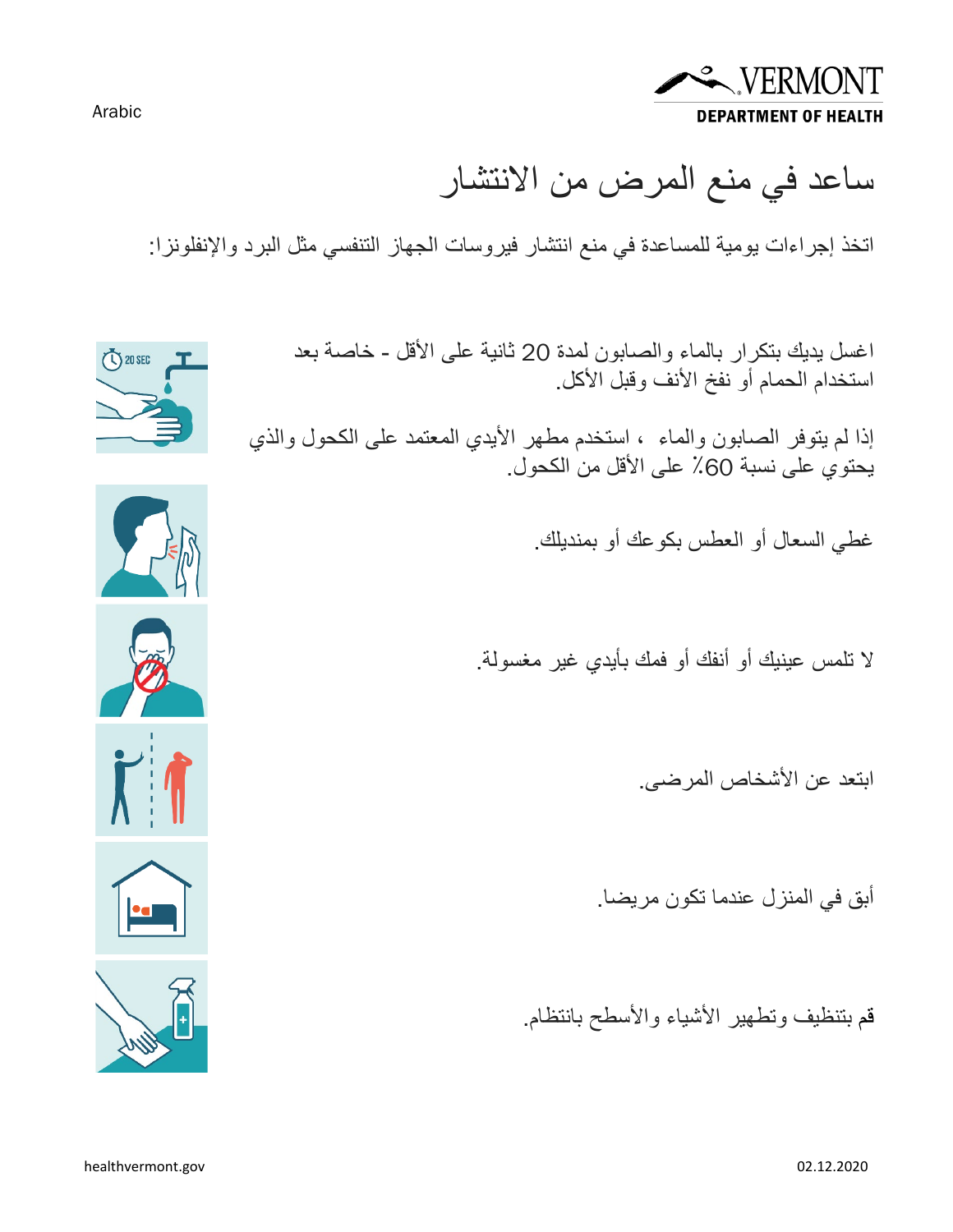Arabic

VERMONT
DEPARTMENT OF HEALTH

# ساعد في منع المرض من الانتشار

اتخذ إجراءات يومية للمساعدة في منع انتشار فيروسات الجهاز التنفسي مثل البرد والإنفلونزا:

اغسل يديك بتكرار بالماء والصابون لمدة 20 ثانية على الأقل - خاصة بعد استخدام الحمام أو نفخ الأنف وقبل الأكل.

إذا لم يتوفر الصابون والماء ، استخدم مطهر الأيدي المعتمد على الكحول والذي يحتوي على نسبة 60٪ على الأقل من الكحول.

غطي السعال أو العطس بكوعك أو بمنديلك.

لا تلمس عينيك أو أنفك أو فمك بأيدي غير مغسولة.

ابتعد عن الأشخاص المرضى.

أبق في المنزل عندما تكون مريضا.

قم بتنظيف وتطهير الأشياء والأسطح بانتظام.

healthvermont.gov

02.12.2020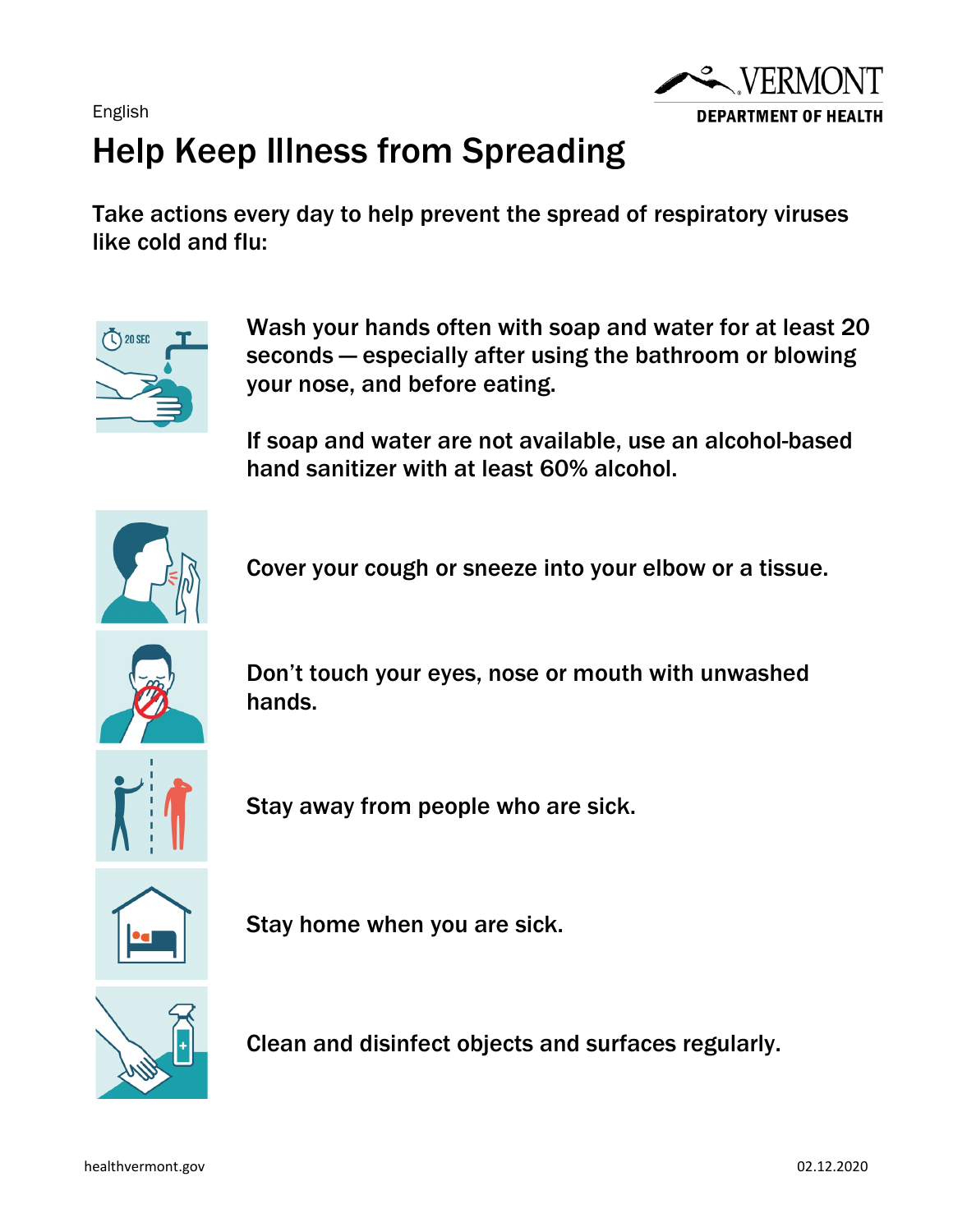English

VERMONT
DEPARTMENT OF HEALTH

# Help Keep Illness from Spreading

**Take actions every day to help prevent the spread of respiratory viruses like cold and flu:**

**Wash your hands often with soap and water for at least 20 seconds — especially after using the bathroom or blowing your nose, and before eating.**

**If soap and water are not available, use an alcohol-based hand sanitizer with at least 60% alcohol.**

**Cover your cough or sneeze into your elbow or a tissue.**

**Don't touch your eyes, nose or mouth with unwashed hands.**

**Stay away from people who are sick.**

**Stay home when you are sick.**

**Clean and disinfect objects and surfaces regularly.**

healthvermont.gov

02.12.2020